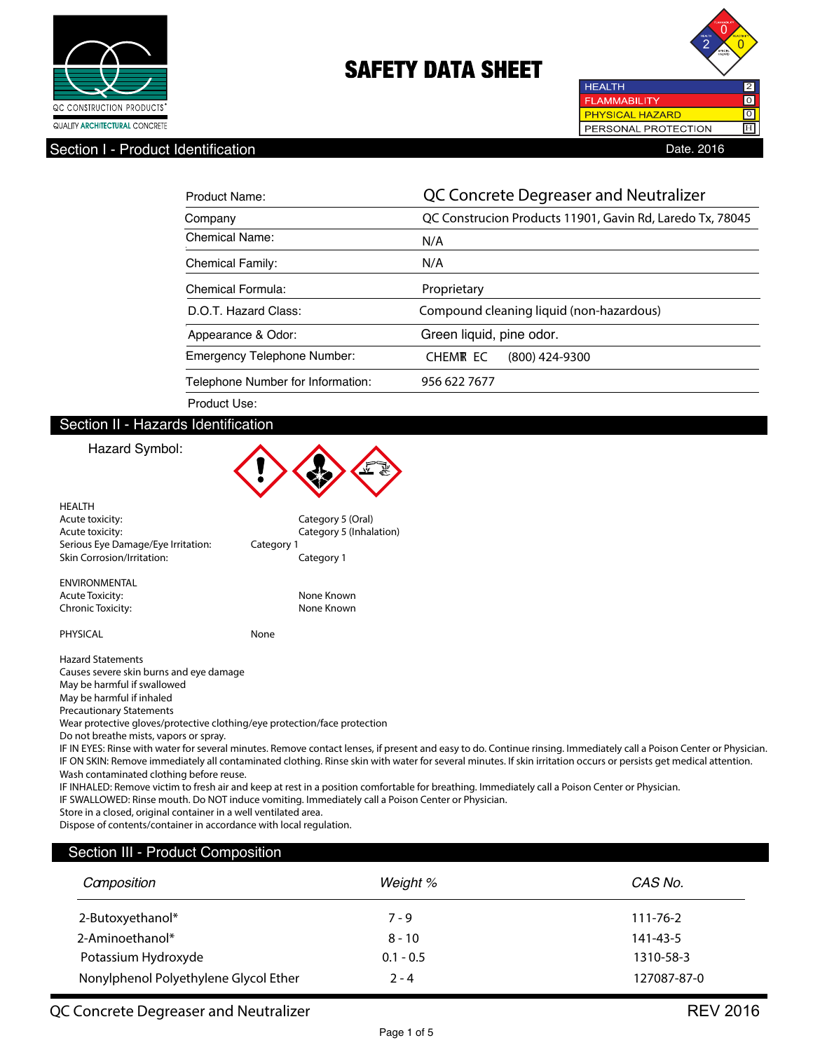QC CONSTRUCTION PRODUCTS®

QUALITY ARCHITECTURAL CONCRETE

# SAFETY DATA SHEET

| HEALTH | 2 |
|---|---|
| FLAMMABILITY | 0 |
| PHYSICAL HAZARD | 0 |
| PERSONAL PROTECTION | H |

## Section I - Product Identification

Date. 2016

| | |
|---|---|
| Product Name: | QC Concrete Degreaser and Neutralizer |
| Company | QC Construcion Products 11901, Gavin Rd, Laredo Tx, 78045 |
| Chemical Name: | N/A |
| Chemical Family: | N/A |
| Chemical Formula: | Proprietary |
| D.O.T. Hazard Class: | Compound cleaning liquid (non-hazardous) |
| Appearance & Odor: | Green liquid, pine odor. |
| Emergency Telephone Number: | CHEMTREC (800) 424-9300 |
| Telephone Number for Information: | 956 622 7677 |
| Product Use: | |

## Section II - Hazards Identification

Hazard Symbol:

HEALTH

| | |
|---|---|
| Acute toxicity: | Category 5 (Oral) |
| Acute toxicity: | Category 5 (Inhalation) |
| Serious Eye Damage/Eye Irritation: | Category 1 |
| Skin Corrosion/Irritation: | Category 1 |

ENVIRONMENTAL

| | |
|---|---|
| Acute Toxicity: | None Known |
| Chronic Toxicity: | None Known |

PHYSICAL None

Hazard Statements

Causes severe skin burns and eye damage

May be harmful if swallowed

May be harmful if inhaled

Precautionary Statements

Wear protective gloves/protective clothing/eye protection/face protection

Do not breathe mists, vapors or spray.

IF IN EYES: Rinse with water for several minutes. Remove contact lenses, if present and easy to do. Continue rinsing. Immediately call a Poison Center or Physician.

IF ON SKIN: Remove immediately all contaminated clothing. Rinse skin with water for several minutes. If skin irritation occurs or persists get medical attention.

Wash contaminated clothing before reuse.

IF INHALED: Remove victim to fresh air and keep at rest in a position comfortable for breathing. Immediately call a Poison Center or Physician.

IF SWALLOWED: Rinse mouth. Do NOT induce vomiting. Immediately call a Poison Center or Physician.

Store in a closed, original container in a well ventilated area.

Dispose of contents/container in accordance with local regulation.

## Section III - Product Composition

| *Composition* | *Weight %* | *CAS No.* |
|---|---|---|
| 2-Butoxyethanol* | 7 - 9 | 111-76-2 |
| 2-Aminoethanol* | 8 - 10 | 141-43-5 |
| Potassium Hydroxyde | 0.1 - 0.5 | 1310-58-3 |
| Nonylphenol Polyethylene Glycol Ether | 2 - 4 | 127087-87-0 |

QC Concrete Degreaser and Neutralizer REV 2016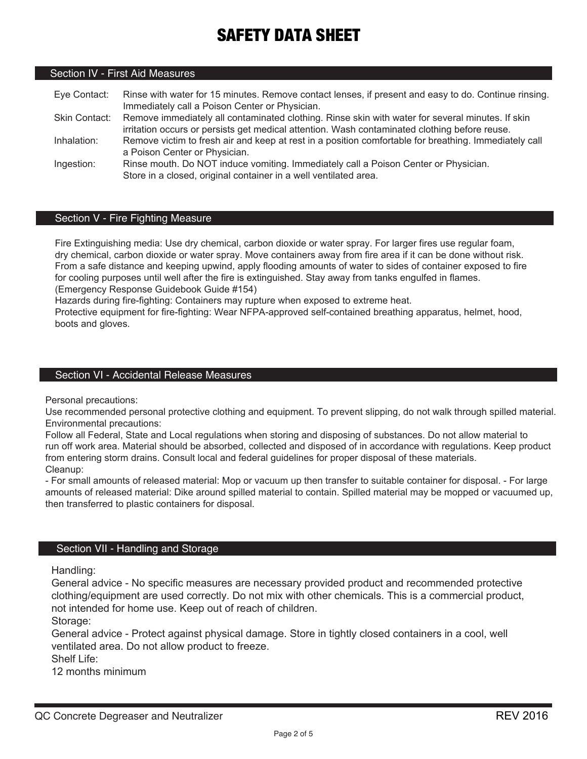# SAFETY DATA SHEET

## Section IV - First Aid Measures

| | |
|---|---|
| Eye Contact: | Rinse with water for 15 minutes. Remove contact lenses, if present and easy to do. Continue rinsing. Immediately call a Poison Center or Physician. |
| Skin Contact: | Remove immediately all contaminated clothing. Rinse skin with water for several minutes. If skin irritation occurs or persists get medical attention. Wash contaminated clothing before reuse. |
| Inhalation: | Remove victim to fresh air and keep at rest in a position comfortable for breathing. Immediately call a Poison Center or Physician. |
| Ingestion: | Rinse mouth. Do NOT induce vomiting. Immediately call a Poison Center or Physician. Store in a closed, original container in a well ventilated area. |

## Section V - Fire Fighting Measure

Fire Extinguishing media: Use dry chemical, carbon dioxide or water spray. For larger fires use regular foam, dry chemical, carbon dioxide or water spray. Move containers away from fire area if it can be done without risk. From a safe distance and keeping upwind, apply flooding amounts of water to sides of container exposed to fire for cooling purposes until well after the fire is extinguished. Stay away from tanks engulfed in flames. (Emergency Response Guidebook Guide #154)

Hazards during fire-fighting: Containers may rupture when exposed to extreme heat.

Protective equipment for fire-fighting: Wear NFPA-approved self-contained breathing apparatus, helmet, hood, boots and gloves.

## Section VI - Accidental Release Measures

Personal precautions:

Use recommended personal protective clothing and equipment. To prevent slipping, do not walk through spilled material.

Environmental precautions:

Follow all Federal, State and Local regulations when storing and disposing of substances. Do not allow material to run off work area. Material should be absorbed, collected and disposed of in accordance with regulations. Keep product from entering storm drains. Consult local and federal guidelines for proper disposal of these materials.

Cleanup:

- For small amounts of released material: Mop or vacuum up then transfer to suitable container for disposal. - For large amounts of released material: Dike around spilled material to contain. Spilled material may be mopped or vacuumed up, then transferred to plastic containers for disposal.

## Section VII - Handling and Storage

Handling:

General advice - No specific measures are necessary provided product and recommended protective clothing/equipment are used correctly. Do not mix with other chemicals. This is a commercial product, not intended for home use. Keep out of reach of children.

Storage:

General advice - Protect against physical damage. Store in tightly closed containers in a cool, well ventilated area. Do not allow product to freeze.

Shelf Life:

12 months minimum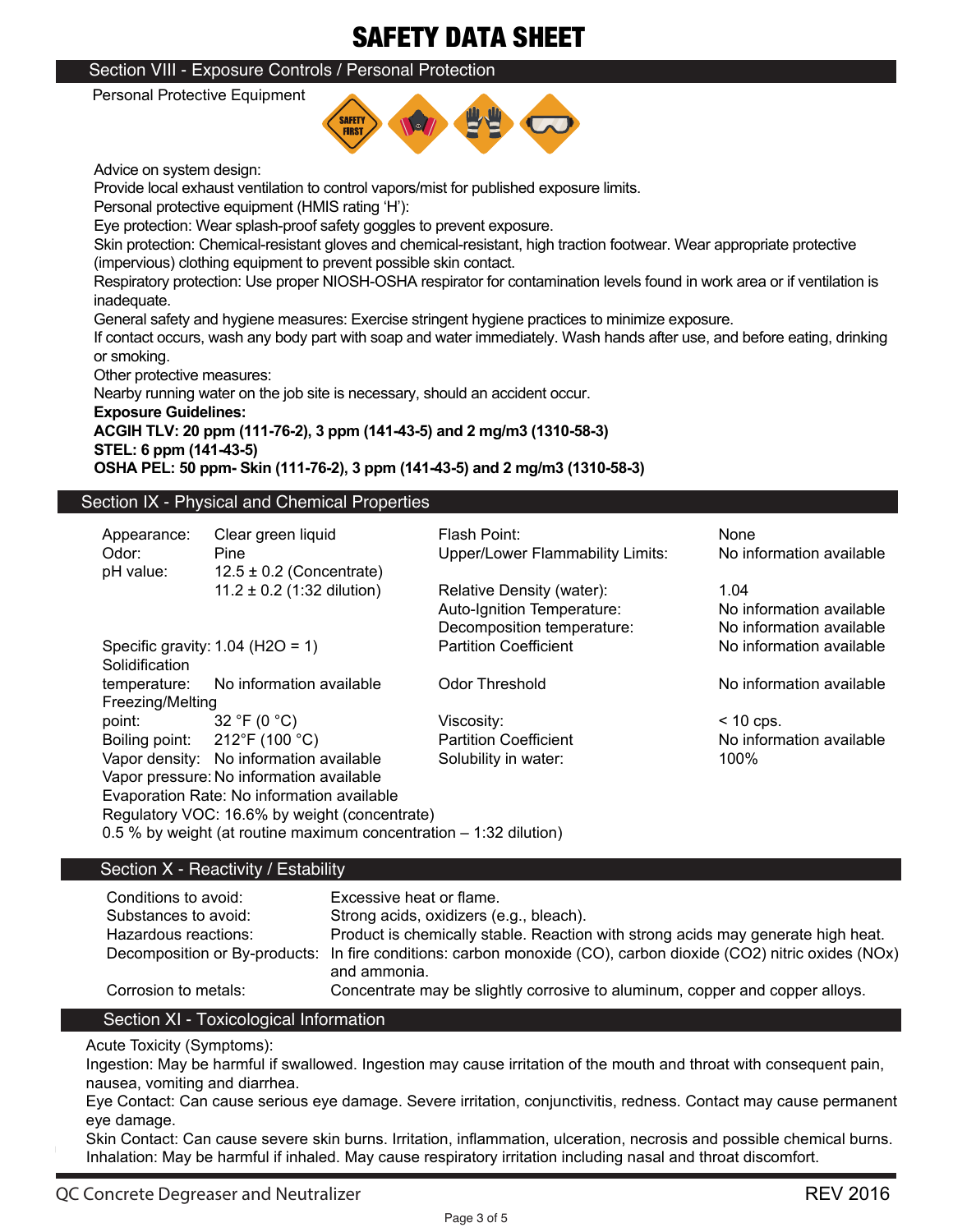# SAFETY DATA SHEET

## Section VIII - Exposure Controls / Personal Protection

Personal Protective Equipment

Advice on system design:
Provide local exhaust ventilation to control vapors/mist for published exposure limits.
Personal protective equipment (HMIS rating 'H'):
Eye protection: Wear splash-proof safety goggles to prevent exposure.
Skin protection: Chemical-resistant gloves and chemical-resistant, high traction footwear. Wear appropriate protective (impervious) clothing equipment to prevent possible skin contact.
Respiratory protection: Use proper NIOSH-OSHA respirator for contamination levels found in work area or if ventilation is inadequate.
General safety and hygiene measures: Exercise stringent hygiene practices to minimize exposure.
If contact occurs, wash any body part with soap and water immediately. Wash hands after use, and before eating, drinking or smoking.
Other protective measures:
Nearby running water on the job site is necessary, should an accident occur.

**Exposure Guidelines:**
**ACGIH TLV: 20 ppm (111-76-2), 3 ppm (141-43-5) and 2 mg/m3 (1310-58-3)**
**STEL: 6 ppm (141-43-5)**
**OSHA PEL: 50 ppm- Skin (111-76-2), 3 ppm (141-43-5) and 2 mg/m3 (1310-58-3)**

## Section IX - Physical and Chemical Properties

Appearance: Clear green liquid
Odor: Pine
pH value: 12.5 ± 0.2 (Concentrate)
11.2 ± 0.2 (1:32 dilution)
Specific gravity: 1.04 (H2O = 1)
Solidification temperature: No information available
Freezing/Melting point: 32 °F (0 °C)
Boiling point: 212°F (100 °C)
Vapor density: No information available
Vapor pressure: No information available
Evaporation Rate: No information available
Regulatory VOC: 16.6% by weight (concentrate)
0.5 % by weight (at routine maximum concentration – 1:32 dilution)

Flash Point: None
Upper/Lower Flammability Limits: No information available
Relative Density (water): 1.04
Auto-Ignition Temperature: No information available
Decomposition temperature: No information available
Partition Coefficient: No information available
Odor Threshold: No information available
Viscosity: < 10 cps.
Partition Coefficient: No information available
Solubility in water: 100%

## Section X - Reactivity / Estability

| | |
|---|---|
| Conditions to avoid: | Excessive heat or flame. |
| Substances to avoid: | Strong acids, oxidizers (e.g., bleach). |
| Hazardous reactions: | Product is chemically stable. Reaction with strong acids may generate high heat. |
| Decomposition or By-products: | In fire conditions: carbon monoxide (CO), carbon dioxide (CO2) nitric oxides (NOx) and ammonia. |
| Corrosion to metals: | Concentrate may be slightly corrosive to aluminum, copper and copper alloys. |

## Section XI - Toxicological Information

Acute Toxicity (Symptoms):
Ingestion: May be harmful if swallowed. Ingestion may cause irritation of the mouth and throat with consequent pain, nausea, vomiting and diarrhea.
Eye Contact: Can cause serious eye damage. Severe irritation, conjunctivitis, redness. Contact may cause permanent eye damage.
Skin Contact: Can cause severe skin burns. Irritation, inflammation, ulceration, necrosis and possible chemical burns.
Inhalation: May be harmful if inhaled. May cause respiratory irritation including nasal and throat discomfort.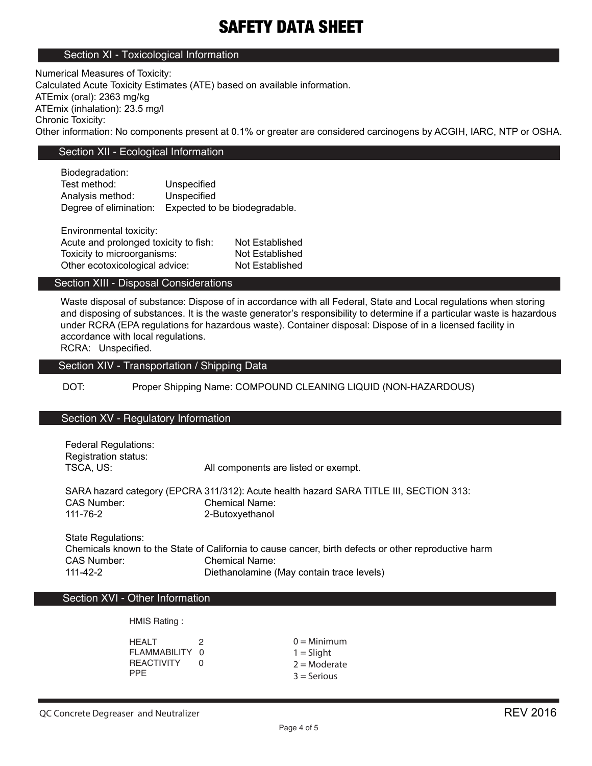# SAFETY DATA SHEET

## Section XI - Toxicological Information

Numerical Measures of Toxicity:
Calculated Acute Toxicity Estimates (ATE) based on available information.
ATEmix (oral): 2363 mg/kg
ATEmix (inhalation): 23.5 mg/l
Chronic Toxicity:
Other information: No components present at 0.1% or greater are considered carcinogens by ACGIH, IARC, NTP or OSHA.

## Section XII - Ecological Information

Biodegradation:

| | |
|---|---|
| Test method: | Unspecified |
| Analysis method: | Unspecified |
| Degree of elimination: | Expected to be biodegradable. |

Environmental toxicity:

| | |
|---|---|
| Acute and prolonged toxicity to fish: | Not Established |
| Toxicity to microorganisms: | Not Established |
| Other ecotoxicological advice: | Not Established |

## Section XIII - Disposal Considerations

Waste disposal of substance: Dispose of in accordance with all Federal, State and Local regulations when storing and disposing of substances. It is the waste generator's responsibility to determine if a particular waste is hazardous under RCRA (EPA regulations for hazardous waste). Container disposal: Dispose of in a licensed facility in accordance with local regulations.
RCRA: Unspecified.

## Section XIV - Transportation / Shipping Data

DOT: Proper Shipping Name: COMPOUND CLEANING LIQUID (NON-HAZARDOUS)

## Section XV - Regulatory Information

Federal Regulations:
Registration status:
TSCA, US: All components are listed or exempt.

SARA hazard category (EPCRA 311/312): Acute health hazard SARA TITLE III, SECTION 313:

| CAS Number: | Chemical Name: |
|---|---|
| 111-76-2 | 2-Butoxyethanol |

State Regulations:
Chemicals known to the State of California to cause cancer, birth defects or other reproductive harm

| CAS Number: | Chemical Name: |
|---|---|
| 111-42-2 | Diethanolamine (May contain trace levels) |

## Section XVI - Other Information

HMIS Rating :

| | | |
|---|---|---|
| HEALT | 2 | 0 = Minimum |
| FLAMMABILITY | 0 | 1 = Slight |
| REACTIVITY | 0 | 2 = Moderate |
| PPE | | 3 = Serious |

QC Concrete Degreaser and Neutralizer REV 2016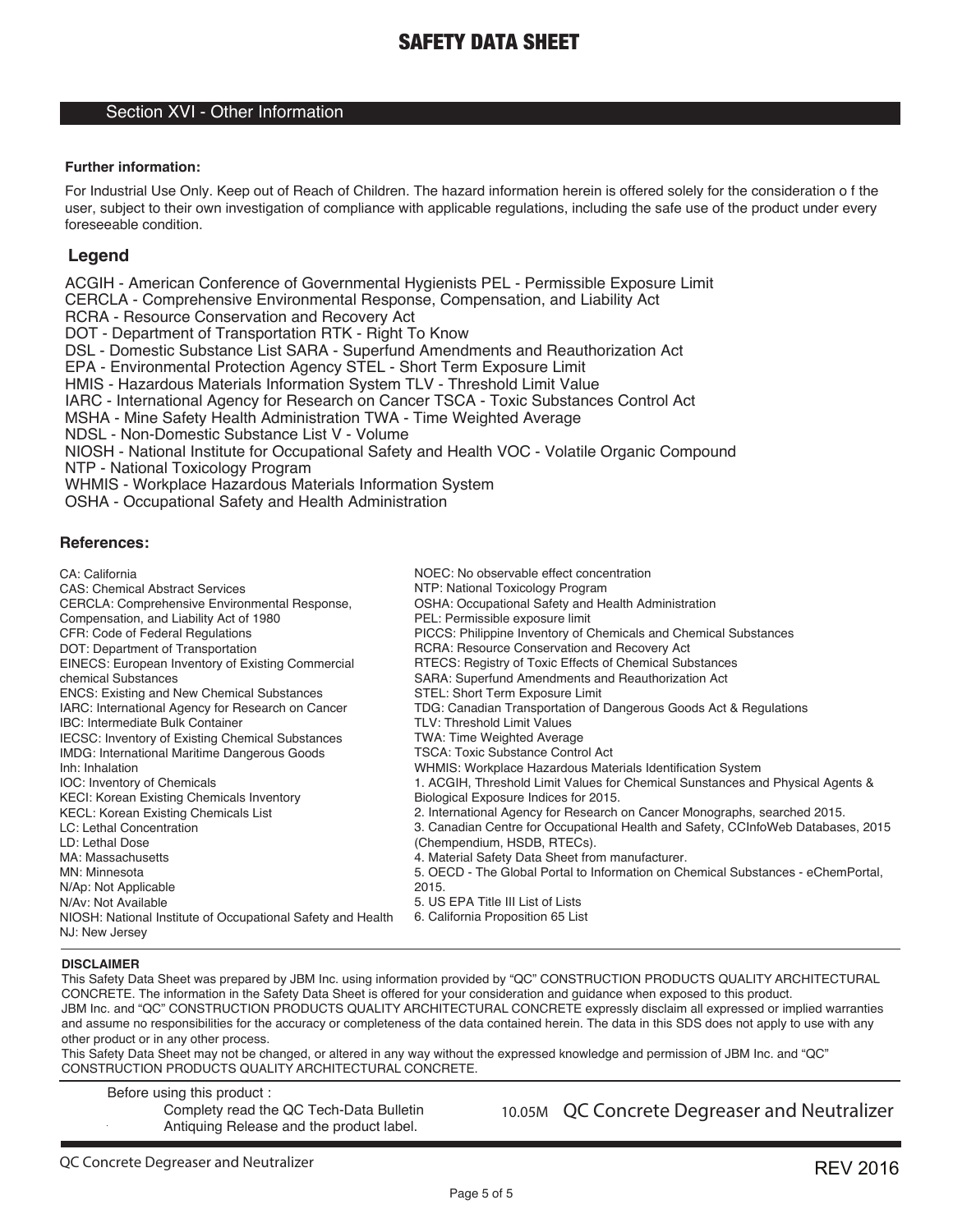# SAFETY DATA SHEET

## Section XVI - Other Information

**Further information:**

For Industrial Use Only. Keep out of Reach of Children. The hazard information herein is offered solely for the consideration o f the user, subject to their own investigation of compliance with applicable regulations, including the safe use of the product under every foreseeable condition.

### Legend

ACGIH - American Conference of Governmental Hygienists PEL - Permissible Exposure Limit
CERCLA - Comprehensive Environmental Response, Compensation, and Liability Act
RCRA - Resource Conservation and Recovery Act
DOT - Department of Transportation RTK - Right To Know
DSL - Domestic Substance List SARA - Superfund Amendments and Reauthorization Act
EPA - Environmental Protection Agency STEL - Short Term Exposure Limit
HMIS - Hazardous Materials Information System TLV - Threshold Limit Value
IARC - International Agency for Research on Cancer TSCA - Toxic Substances Control Act
MSHA - Mine Safety Health Administration TWA - Time Weighted Average
NDSL - Non-Domestic Substance List V - Volume
NIOSH - National Institute for Occupational Safety and Health VOC - Volatile Organic Compound
NTP - National Toxicology Program
WHMIS - Workplace Hazardous Materials Information System
OSHA - Occupational Safety and Health Administration

**References:**

CA: California
CAS: Chemical Abstract Services
CERCLA: Comprehensive Environmental Response, Compensation, and Liability Act of 1980
CFR: Code of Federal Regulations
DOT: Department of Transportation
EINECS: European Inventory of Existing Commercial chemical Substances
ENCS: Existing and New Chemical Substances
IARC: International Agency for Research on Cancer
IBC: Intermediate Bulk Container
IECSC: Inventory of Existing Chemical Substances
IMDG: International Maritime Dangerous Goods
Inh: Inhalation
IOC: Inventory of Chemicals
KECI: Korean Existing Chemicals Inventory
KECL: Korean Existing Chemicals List
LC: Lethal Concentration
LD: Lethal Dose
MA: Massachusetts
MN: Minnesota
N/Ap: Not Applicable
N/Av: Not Available
NIOSH: National Institute of Occupational Safety and Health
NJ: New Jersey
NOEC: No observable effect concentration
NTP: National Toxicology Program
OSHA: Occupational Safety and Health Administration
PEL: Permissible exposure limit
PICCS: Philippine Inventory of Chemicals and Chemical Substances
RCRA: Resource Conservation and Recovery Act
RTECS: Registry of Toxic Effects of Chemical Substances
SARA: Superfund Amendments and Reauthorization Act
STEL: Short Term Exposure Limit
TDG: Canadian Transportation of Dangerous Goods Act & Regulations
TLV: Threshold Limit Values
TWA: Time Weighted Average
TSCA: Toxic Substance Control Act
WHMIS: Workplace Hazardous Materials Identification System

1. ACGIH, Threshold Limit Values for Chemical Sunstances and Physical Agents & Biological Exposure Indices for 2015.
2. International Agency for Research on Cancer Monographs, searched 2015.
3. Canadian Centre for Occupational Health and Safety, CCInfoWeb Databases, 2015 (Chempendium, HSDB, RTECs).
4. Material Safety Data Sheet from manufacturer.
5. OECD - The Global Portal to Information on Chemical Substances - eChemPortal, 2015.
5. US EPA Title III List of Lists
6. California Proposition 65 List

**DISCLAIMER**

This Safety Data Sheet was prepared by JBM Inc. using information provided by "QC" CONSTRUCTION PRODUCTS QUALITY ARCHITECTURAL CONCRETE. The information in the Safety Data Sheet is offered for your consideration and guidance when exposed to this product.
JBM Inc. and "QC" CONSTRUCTION PRODUCTS QUALITY ARCHITECTURAL CONCRETE expressly disclaim all expressed or implied warranties and assume no responsibilities for the accuracy or completeness of the data contained herein. The data in this SDS does not apply to use with any other product or in any other process.
This Safety Data Sheet may not be changed, or altered in any way without the expressed knowledge and permission of JBM Inc. and "QC" CONSTRUCTION PRODUCTS QUALITY ARCHITECTURAL CONCRETE.

Before using this product :
Complety read the QC Tech-Data Bulletin Antiquing Release and the product label.

10.05M QC Concrete Degreaser and Neutralizer

QC Concrete Degreaser and Neutralizer

REV 2016